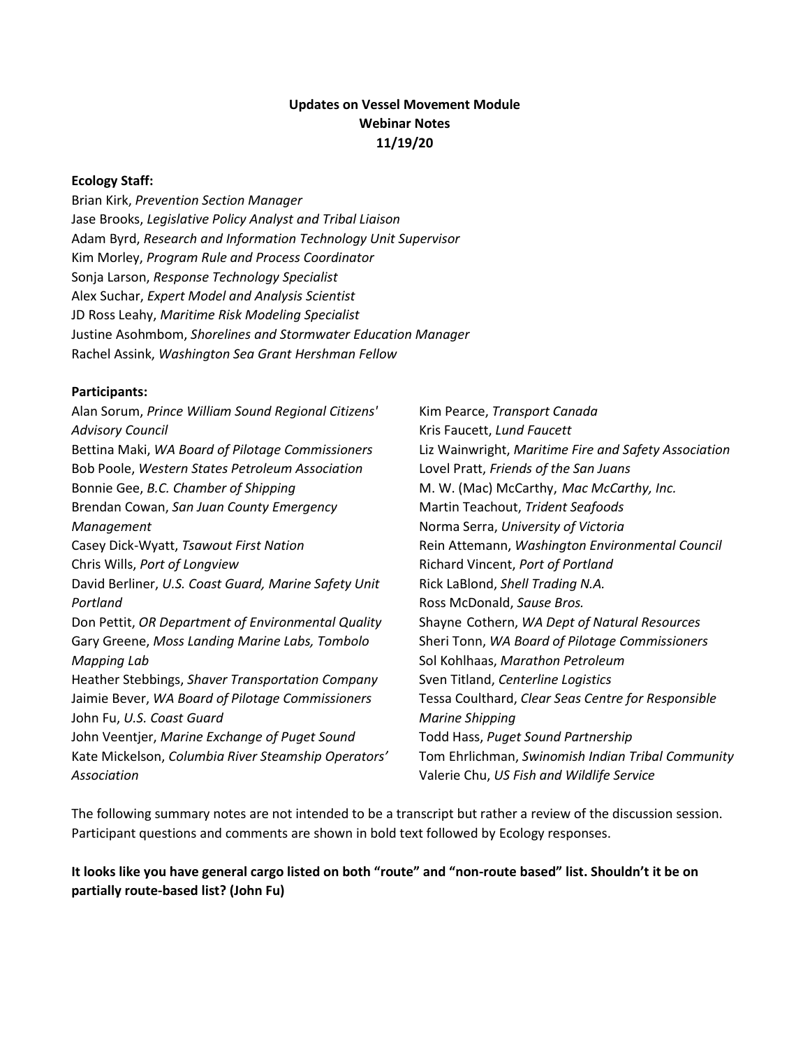**Updates on Vessel Movement Module**
**Webinar Notes**
**11/19/20**

**Ecology Staff:**

Brian Kirk, *Prevention Section Manager*
Jase Brooks, *Legislative Policy Analyst and Tribal Liaison*
Adam Byrd, *Research and Information Technology Unit Supervisor*
Kim Morley, *Program Rule and Process Coordinator*
Sonja Larson, *Response Technology Specialist*
Alex Suchar, *Expert Model and Analysis Scientist*
JD Ross Leahy, *Maritime Risk Modeling Specialist*
Justine Asohmbom, *Shorelines and Stormwater Education Manager*
Rachel Assink, *Washington Sea Grant Hershman Fellow*

**Participants:**

Alan Sorum, *Prince William Sound Regional Citizens' Advisory Council*
Bettina Maki, *WA Board of Pilotage Commissioners*
Bob Poole, *Western States Petroleum Association*
Bonnie Gee, *B.C. Chamber of Shipping*
Brendan Cowan, *San Juan County Emergency Management*
Casey Dick-Wyatt, *Tsawout First Nation*
Chris Wills, *Port of Longview*
David Berliner, *U.S. Coast Guard, Marine Safety Unit Portland*
Don Pettit, *OR Department of Environmental Quality*
Gary Greene, *Moss Landing Marine Labs, Tombolo Mapping Lab*
Heather Stebbings, *Shaver Transportation Company*
Jaimie Bever, *WA Board of Pilotage Commissioners*
John Fu, *U.S. Coast Guard*
John Veentjer, *Marine Exchange of Puget Sound*
Kate Mickelson, *Columbia River Steamship Operators' Association*
Kim Pearce, *Transport Canada*
Kris Faucett, *Lund Faucett*
Liz Wainwright, *Maritime Fire and Safety Association*
Lovel Pratt, *Friends of the San Juans*
M. W. (Mac) McCarthy, *Mac McCarthy, Inc.*
Martin Teachout, *Trident Seafoods*
Norma Serra, *University of Victoria*
Rein Attemann, *Washington Environmental Council*
Richard Vincent, *Port of Portland*
Rick LaBlond, *Shell Trading N.A.*
Ross McDonald, *Sause Bros.*
Shayne Cothern, *WA Dept of Natural Resources*
Sheri Tonn, *WA Board of Pilotage Commissioners*
Sol Kohlhaas, *Marathon Petroleum*
Sven Titland, *Centerline Logistics*
Tessa Coulthard, *Clear Seas Centre for Responsible Marine Shipping*
Todd Hass, *Puget Sound Partnership*
Tom Ehrlichman, *Swinomish Indian Tribal Community*
Valerie Chu, *US Fish and Wildlife Service*

The following summary notes are not intended to be a transcript but rather a review of the discussion session. Participant questions and comments are shown in bold text followed by Ecology responses.

**It looks like you have general cargo listed on both "route" and "non-route based" list. Shouldn't it be on partially route-based list? (John Fu)**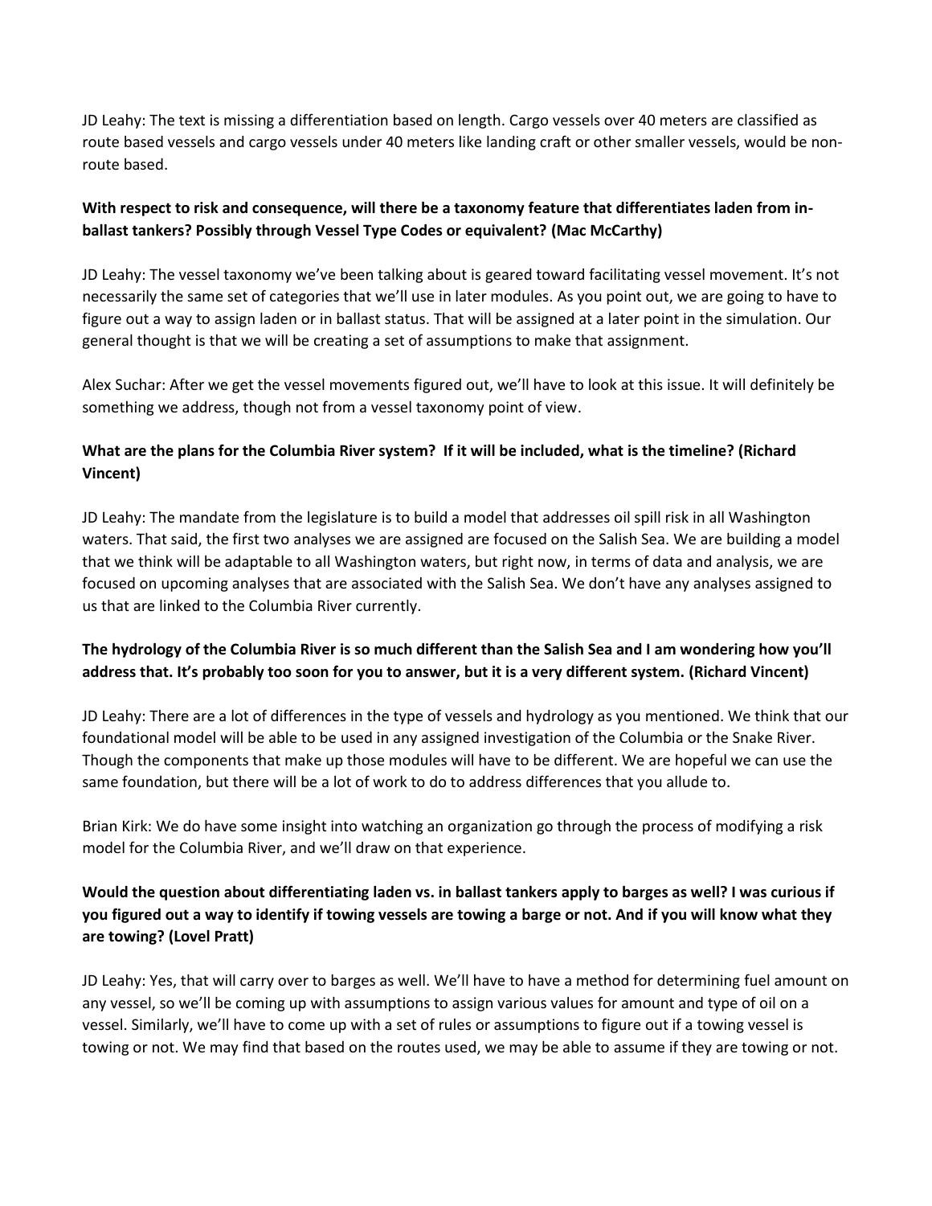JD Leahy: The text is missing a differentiation based on length. Cargo vessels over 40 meters are classified as route based vessels and cargo vessels under 40 meters like landing craft or other smaller vessels, would be non-route based.

**With respect to risk and consequence, will there be a taxonomy feature that differentiates laden from in-ballast tankers? Possibly through Vessel Type Codes or equivalent? (Mac McCarthy)**

JD Leahy: The vessel taxonomy we've been talking about is geared toward facilitating vessel movement. It's not necessarily the same set of categories that we'll use in later modules. As you point out, we are going to have to figure out a way to assign laden or in ballast status. That will be assigned at a later point in the simulation. Our general thought is that we will be creating a set of assumptions to make that assignment.

Alex Suchar: After we get the vessel movements figured out, we'll have to look at this issue. It will definitely be something we address, though not from a vessel taxonomy point of view.

**What are the plans for the Columbia River system? If it will be included, what is the timeline? (Richard Vincent)**

JD Leahy: The mandate from the legislature is to build a model that addresses oil spill risk in all Washington waters. That said, the first two analyses we are assigned are focused on the Salish Sea. We are building a model that we think will be adaptable to all Washington waters, but right now, in terms of data and analysis, we are focused on upcoming analyses that are associated with the Salish Sea. We don't have any analyses assigned to us that are linked to the Columbia River currently.

**The hydrology of the Columbia River is so much different than the Salish Sea and I am wondering how you'll address that. It's probably too soon for you to answer, but it is a very different system. (Richard Vincent)**

JD Leahy: There are a lot of differences in the type of vessels and hydrology as you mentioned. We think that our foundational model will be able to be used in any assigned investigation of the Columbia or the Snake River. Though the components that make up those modules will have to be different. We are hopeful we can use the same foundation, but there will be a lot of work to do to address differences that you allude to.

Brian Kirk: We do have some insight into watching an organization go through the process of modifying a risk model for the Columbia River, and we'll draw on that experience.

**Would the question about differentiating laden vs. in ballast tankers apply to barges as well? I was curious if you figured out a way to identify if towing vessels are towing a barge or not. And if you will know what they are towing? (Lovel Pratt)**

JD Leahy: Yes, that will carry over to barges as well. We'll have to have a method for determining fuel amount on any vessel, so we'll be coming up with assumptions to assign various values for amount and type of oil on a vessel. Similarly, we'll have to come up with a set of rules or assumptions to figure out if a towing vessel is towing or not. We may find that based on the routes used, we may be able to assume if they are towing or not.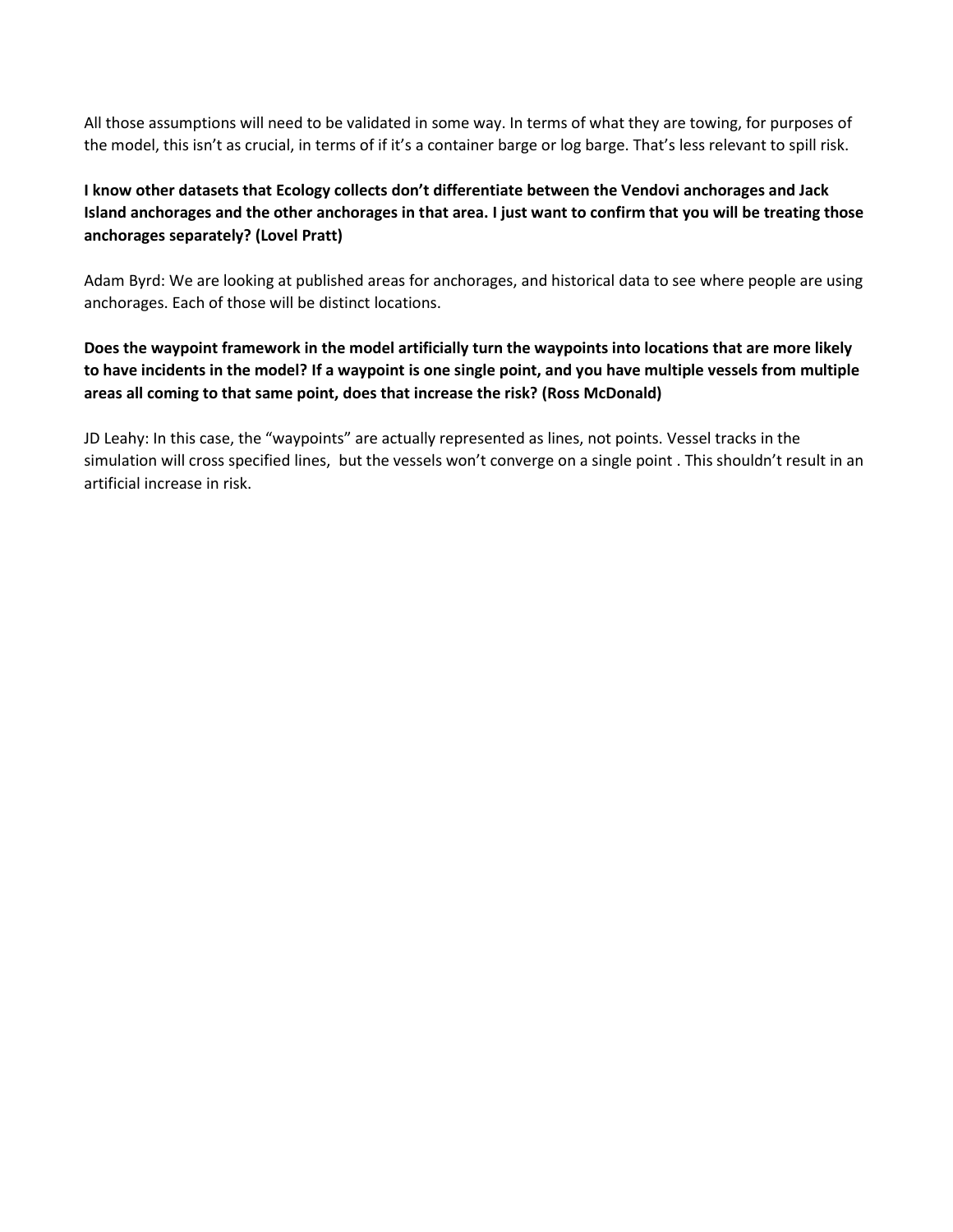All those assumptions will need to be validated in some way. In terms of what they are towing, for purposes of the model, this isn't as crucial, in terms of if it's a container barge or log barge. That's less relevant to spill risk.

**I know other datasets that Ecology collects don't differentiate between the Vendovi anchorages and Jack Island anchorages and the other anchorages in that area. I just want to confirm that you will be treating those anchorages separately? (Lovel Pratt)**

Adam Byrd: We are looking at published areas for anchorages, and historical data to see where people are using anchorages. Each of those will be distinct locations.

**Does the waypoint framework in the model artificially turn the waypoints into locations that are more likely to have incidents in the model? If a waypoint is one single point, and you have multiple vessels from multiple areas all coming to that same point, does that increase the risk? (Ross McDonald)**

JD Leahy: In this case, the "waypoints" are actually represented as lines, not points. Vessel tracks in the simulation will cross specified lines, but the vessels won't converge on a single point . This shouldn't result in an artificial increase in risk.